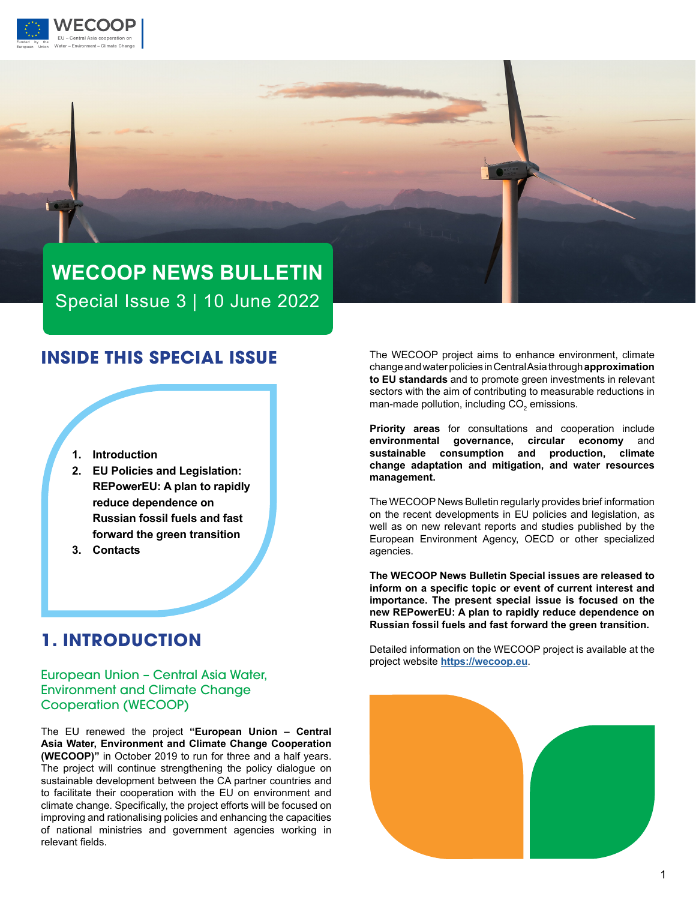WECOOP

EU – Central Asia cooperation on Water – Environment – Climate Change

Funded by the European Union

# WECOOP NEWS BULLETIN

Special Issue 3 | 10 June 2022

## INSIDE THIS SPECIAL ISSUE

1. **Introduction**
2. **EU Policies and Legislation: REPowerEU: A plan to rapidly reduce dependence on Russian fossil fuels and fast forward the green transition**
3. **Contacts**

## 1. INTRODUCTION

### European Union – Central Asia Water, Environment and Climate Change Cooperation (WECOOP)

The EU renewed the project **"European Union – Central Asia Water, Environment and Climate Change Cooperation (WECOOP)"** in October 2019 to run for three and a half years. The project will continue strengthening the policy dialogue on sustainable development between the CA partner countries and to facilitate their cooperation with the EU on environment and climate change. Specifically, the project efforts will be focused on improving and rationalising policies and enhancing the capacities of national ministries and government agencies working in relevant fields.

The WECOOP project aims to enhance environment, climate change and water policies in Central Asia through **approximation to EU standards** and to promote green investments in relevant sectors with the aim of contributing to measurable reductions in man-made pollution, including $CO_2$ emissions.

**Priority areas** for consultations and cooperation include **environmental governance, circular economy** and **sustainable consumption and production, climate change adaptation and mitigation, and water resources management.**

The WECOOP News Bulletin regularly provides brief information on the recent developments in EU policies and legislation, as well as on new relevant reports and studies published by the European Environment Agency, OECD or other specialized agencies.

**The WECOOP News Bulletin Special issues are released to inform on a specific topic or event of current interest and importance. The present special issue is focused on the new REPowerEU: A plan to rapidly reduce dependence on Russian fossil fuels and fast forward the green transition.**

Detailed information on the WECOOP project is available at the project website **https://wecoop.eu**.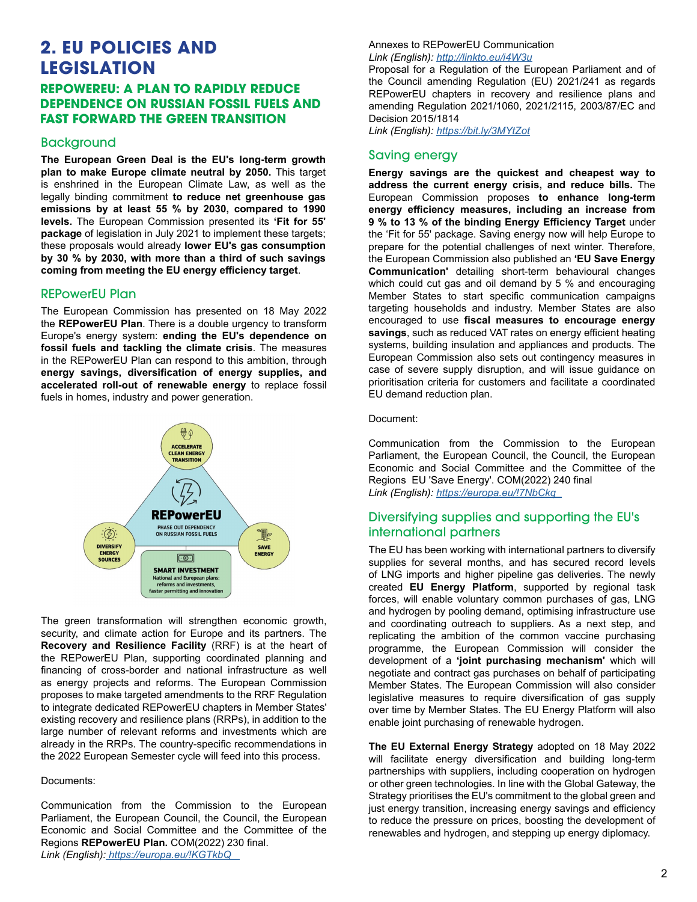# 2. EU POLICIES AND LEGISLATION

## REPOWEREU: A PLAN TO RAPIDLY REDUCE DEPENDENCE ON RUSSIAN FOSSIL FUELS AND FAST FORWARD THE GREEN TRANSITION

### Background

**The European Green Deal is the EU's long-term growth plan to make Europe climate neutral by 2050.** This target is enshrined in the European Climate Law, as well as the legally binding commitment **to reduce net greenhouse gas emissions by at least 55 % by 2030, compared to 1990 levels.** The European Commission presented its **'Fit for 55' package** of legislation in July 2021 to implement these targets; these proposals would already **lower EU's gas consumption by 30 % by 2030, with more than a third of such savings coming from meeting the EU energy efficiency target**.

### REPowerEU Plan

The European Commission has presented on 18 May 2022 the **REPowerEU Plan**. There is a double urgency to transform Europe's energy system: **ending the EU's dependence on fossil fuels and tackling the climate crisis**. The measures in the REPowerEU Plan can respond to this ambition, through **energy savings, diversification of energy supplies, and accelerated roll-out of renewable energy** to replace fossil fuels in homes, industry and power generation.

ACCELERATE CLEAN ENERGY TRANSITION

REPowerEU

PHASE OUT DEPENDENCY ON RUSSIAN FOSSIL FUELS

DIVERSIFY ENERGY SOURCES

SAVE ENERGY

SMART INVESTMENT

National and European plans: reforms and investments, faster permitting and innovation

The green transformation will strengthen economic growth, security, and climate action for Europe and its partners. The **Recovery and Resilience Facility** (RRF) is at the heart of the REPowerEU Plan, supporting coordinated planning and financing of cross-border and national infrastructure as well as energy projects and reforms. The European Commission proposes to make targeted amendments to the RRF Regulation to integrate dedicated REPowerEU chapters in Member States' existing recovery and resilience plans (RRPs), in addition to the large number of relevant reforms and investments which are already in the RRPs. The country-specific recommendations in the 2022 European Semester cycle will feed into this process.

Documents:

Communication from the Commission to the European Parliament, the European Council, the Council, the European Economic and Social Committee and the Committee of the Regions **REPowerEU Plan.** COM(2022) 230 final.
*Link (English):* [https://europa.eu/!KGTkbQ](https://europa.eu/!KGTkbQ)

Annexes to REPowerEU Communication
*Link (English):* [http://linkto.eu/i4W3u](http://linkto.eu/i4W3u)
Proposal for a Regulation of the European Parliament and of the Council amending Regulation (EU) 2021/241 as regards REPowerEU chapters in recovery and resilience plans and amending Regulation 2021/1060, 2021/2115, 2003/87/EC and Decision 2015/1814
*Link (English):* [https://bit.ly/3MYtZot](https://bit.ly/3MYtZot)

### Saving energy

**Energy savings are the quickest and cheapest way to address the current energy crisis, and reduce bills.** The European Commission proposes **to enhance long-term energy efficiency measures, including an increase from 9 % to 13 % of the binding Energy Efficiency Target** under the 'Fit for 55' package. Saving energy now will help Europe to prepare for the potential challenges of next winter. Therefore, the European Commission also published an **'EU Save Energy Communication'** detailing short-term behavioural changes which could cut gas and oil demand by 5 % and encouraging Member States to start specific communication campaigns targeting households and industry. Member States are also encouraged to use **fiscal measures to encourage energy savings**, such as reduced VAT rates on energy efficient heating systems, building insulation and appliances and products. The European Commission also sets out contingency measures in case of severe supply disruption, and will issue guidance on prioritisation criteria for customers and facilitate a coordinated EU demand reduction plan.

Document:

Communication from the Commission to the European Parliament, the European Council, the Council, the European Economic and Social Committee and the Committee of the Regions EU 'Save Energy'. COM(2022) 240 final
*Link (English):* [https://europa.eu/!7NbCkq](https://europa.eu/!7NbCkq)

### Diversifying supplies and supporting the EU's international partners

The EU has been working with international partners to diversify supplies for several months, and has secured record levels of LNG imports and higher pipeline gas deliveries. The newly created **EU Energy Platform**, supported by regional task forces, will enable voluntary common purchases of gas, LNG and hydrogen by pooling demand, optimising infrastructure use and coordinating outreach to suppliers. As a next step, and replicating the ambition of the common vaccine purchasing programme, the European Commission will consider the development of a **'joint purchasing mechanism'** which will negotiate and contract gas purchases on behalf of participating Member States. The European Commission will also consider legislative measures to require diversification of gas supply over time by Member States. The EU Energy Platform will also enable joint purchasing of renewable hydrogen.

**The EU External Energy Strategy** adopted on 18 May 2022 will facilitate energy diversification and building long-term partnerships with suppliers, including cooperation on hydrogen or other green technologies. In line with the Global Gateway, the Strategy prioritises the EU's commitment to the global green and just energy transition, increasing energy savings and efficiency to reduce the pressure on prices, boosting the development of renewables and hydrogen, and stepping up energy diplomacy.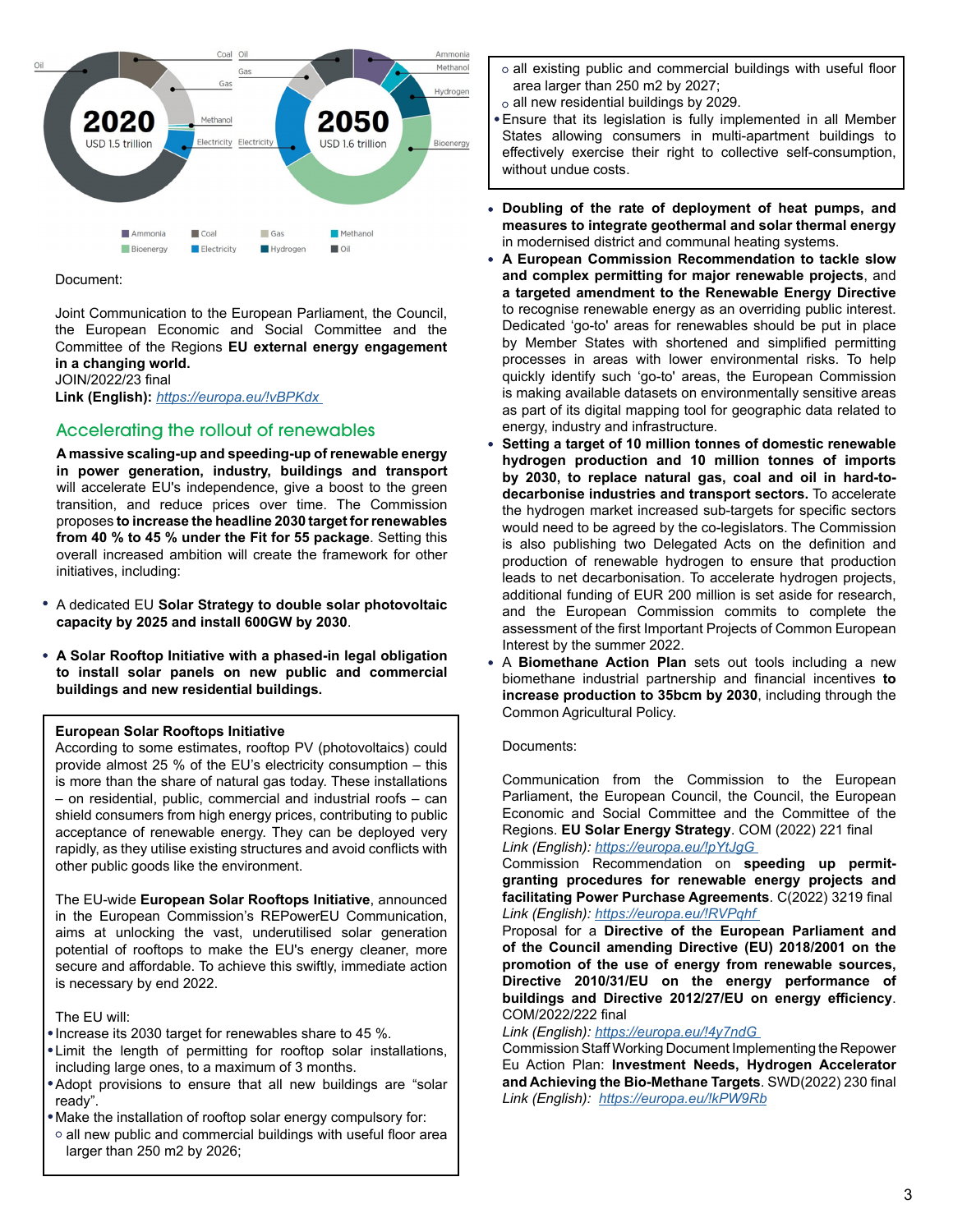2020
USD 1.5 trillion

2050
USD 1.6 trillion

Oil
Coal
Gas
Methanol
Electricity
Oil
Gas
Electricity
Ammonia
Methanol
Hydrogen
Bioenergy

Ammonia
Coal
Gas
Methanol
Bioenergy
Electricity
Hydrogen
Oil

Document:

Joint Communication to the European Parliament, the Council, the European Economic and Social Committee and the Committee of the Regions **EU external energy engagement in a changing world.**
JOIN/2022/23 final
**Link (English):** [https://europa.eu/!vBPKdx](https://europa.eu/!vBPKdx)

## Accelerating the rollout of renewables

**A massive scaling-up and speeding-up of renewable energy in power generation, industry, buildings and transport** will accelerate EU's independence, give a boost to the green transition, and reduce prices over time. The Commission proposes **to increase the headline 2030 target for renewables from 40 % to 45 % under the Fit for 55 package**. Setting this overall increased ambition will create the framework for other initiatives, including:

- A dedicated EU **Solar Strategy to double solar photovoltaic capacity by 2025 and install 600GW by 2030**.
- **A Solar Rooftop Initiative with a phased-in legal obligation to install solar panels on new public and commercial buildings and new residential buildings.**

**European Solar Rooftops Initiative**

According to some estimates, rooftop PV (photovoltaics) could provide almost 25 % of the EU's electricity consumption – this is more than the share of natural gas today. These installations – on residential, public, commercial and industrial roofs – can shield consumers from high energy prices, contributing to public acceptance of renewable energy. They can be deployed very rapidly, as they utilise existing structures and avoid conflicts with other public goods like the environment.

The EU-wide **European Solar Rooftops Initiative**, announced in the European Commission's REPowerEU Communication, aims at unlocking the vast, underutilised solar generation potential of rooftops to make the EU's energy cleaner, more secure and affordable. To achieve this swiftly, immediate action is necessary by end 2022.

The EU will:

- Increase its 2030 target for renewables share to 45 %.
- Limit the length of permitting for rooftop solar installations, including large ones, to a maximum of 3 months.
- Adopt provisions to ensure that all new buildings are "solar ready".
- Make the installation of rooftop solar energy compulsory for:
  - all new public and commercial buildings with useful floor area larger than 250 m2 by 2026;
  - all existing public and commercial buildings with useful floor area larger than 250 m2 by 2027;
  - all new residential buildings by 2029.
- Ensure that its legislation is fully implemented in all Member States allowing consumers in multi-apartment buildings to effectively exercise their right to collective self-consumption, without undue costs.

- **Doubling of the rate of deployment of heat pumps, and measures to integrate geothermal and solar thermal energy** in modernised district and communal heating systems.
- **A European Commission Recommendation to tackle slow and complex permitting for major renewable projects**, and **a targeted amendment to the Renewable Energy Directive** to recognise renewable energy as an overriding public interest. Dedicated 'go-to' areas for renewables should be put in place by Member States with shortened and simplified permitting processes in areas with lower environmental risks. To help quickly identify such 'go-to' areas, the European Commission is making available datasets on environmentally sensitive areas as part of its digital mapping tool for geographic data related to energy, industry and infrastructure.
- **Setting a target of 10 million tonnes of domestic renewable hydrogen production and 10 million tonnes of imports by 2030, to replace natural gas, coal and oil in hard-to-decarbonise industries and transport sectors.** To accelerate the hydrogen market increased sub-targets for specific sectors would need to be agreed by the co-legislators. The Commission is also publishing two Delegated Acts on the definition and production of renewable hydrogen to ensure that production leads to net decarbonisation. To accelerate hydrogen projects, additional funding of EUR 200 million is set aside for research, and the European Commission commits to complete the assessment of the first Important Projects of Common European Interest by the summer 2022.
- A **Biomethane Action Plan** sets out tools including a new biomethane industrial partnership and financial incentives **to increase production to 35bcm by 2030**, including through the Common Agricultural Policy.

Documents:

Communication from the Commission to the European Parliament, the European Council, the Council, the European Economic and Social Committee and the Committee of the Regions. **EU Solar Energy Strategy**. COM (2022) 221 final
*Link (English):* [https://europa.eu/!pYtJgG](https://europa.eu/!pYtJgG)
Commission Recommendation on **speeding up permit-granting procedures for renewable energy projects and facilitating Power Purchase Agreements**. C(2022) 3219 final
*Link (English):* [https://europa.eu/!RVPqhf](https://europa.eu/!RVPqhf)
Proposal for a **Directive of the European Parliament and of the Council amending Directive (EU) 2018/2001 on the promotion of the use of energy from renewable sources, Directive 2010/31/EU on the energy performance of buildings and Directive 2012/27/EU on energy efficiency**. COM/2022/222 final
*Link (English):* [https://europa.eu/!4y7ndG](https://europa.eu/!4y7ndG)
Commission Staff Working Document Implementing the Repower Eu Action Plan: **Investment Needs, Hydrogen Accelerator and Achieving the Bio-Methane Targets**. SWD(2022) 230 final
*Link (English):* [https://europa.eu/!kPW9Rb](https://europa.eu/!kPW9Rb)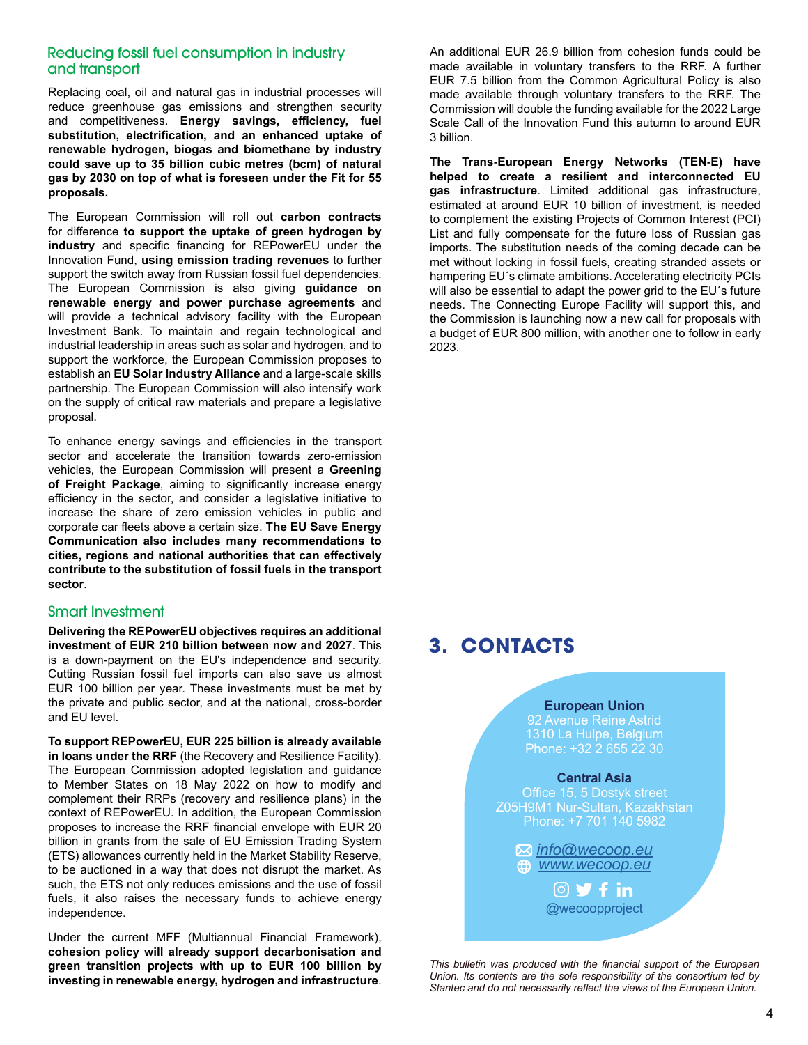## Reducing fossil fuel consumption in industry and transport

Replacing coal, oil and natural gas in industrial processes will reduce greenhouse gas emissions and strengthen security and competitiveness. **Energy savings, efficiency, fuel substitution, electrification, and an enhanced uptake of renewable hydrogen, biogas and biomethane by industry could save up to 35 billion cubic metres (bcm) of natural gas by 2030 on top of what is foreseen under the Fit for 55 proposals.**

The European Commission will roll out **carbon contracts** for difference **to support the uptake of green hydrogen by industry** and specific financing for REPowerEU under the Innovation Fund, **using emission trading revenues** to further support the switch away from Russian fossil fuel dependencies. The European Commission is also giving **guidance on renewable energy and power purchase agreements** and will provide a technical advisory facility with the European Investment Bank. To maintain and regain technological and industrial leadership in areas such as solar and hydrogen, and to support the workforce, the European Commission proposes to establish an **EU Solar Industry Alliance** and a large-scale skills partnership. The European Commission will also intensify work on the supply of critical raw materials and prepare a legislative proposal.

To enhance energy savings and efficiencies in the transport sector and accelerate the transition towards zero-emission vehicles, the European Commission will present a **Greening of Freight Package**, aiming to significantly increase energy efficiency in the sector, and consider a legislative initiative to increase the share of zero emission vehicles in public and corporate car fleets above a certain size. **The EU Save Energy Communication also includes many recommendations to cities, regions and national authorities that can effectively contribute to the substitution of fossil fuels in the transport sector**.

## Smart Investment

**Delivering the REPowerEU objectives requires an additional investment of EUR 210 billion between now and 2027**. This is a down-payment on the EU's independence and security. Cutting Russian fossil fuel imports can also save us almost EUR 100 billion per year. These investments must be met by the private and public sector, and at the national, cross-border and EU level.

**To support REPowerEU, EUR 225 billion is already available in loans under the RRF** (the Recovery and Resilience Facility). The European Commission adopted legislation and guidance to Member States on 18 May 2022 on how to modify and complement their RRPs (recovery and resilience plans) in the context of REPowerEU. In addition, the European Commission proposes to increase the RRF financial envelope with EUR 20 billion in grants from the sale of EU Emission Trading System (ETS) allowances currently held in the Market Stability Reserve, to be auctioned in a way that does not disrupt the market. As such, the ETS not only reduces emissions and the use of fossil fuels, it also raises the necessary funds to achieve energy independence.

Under the current MFF (Multiannual Financial Framework), **cohesion policy will already support decarbonisation and green transition projects with up to EUR 100 billion by investing in renewable energy, hydrogen and infrastructure**.

An additional EUR 26.9 billion from cohesion funds could be made available in voluntary transfers to the RRF. A further EUR 7.5 billion from the Common Agricultural Policy is also made available through voluntary transfers to the RRF. The Commission will double the funding available for the 2022 Large Scale Call of the Innovation Fund this autumn to around EUR 3 billion.

**The Trans-European Energy Networks (TEN-E) have helped to create a resilient and interconnected EU gas infrastructure**. Limited additional gas infrastructure, estimated at around EUR 10 billion of investment, is needed to complement the existing Projects of Common Interest (PCI) List and fully compensate for the future loss of Russian gas imports. The substitution needs of the coming decade can be met without locking in fossil fuels, creating stranded assets or hampering EU´s climate ambitions. Accelerating electricity PCIs will also be essential to adapt the power grid to the EU´s future needs. The Connecting Europe Facility will support this, and the Commission is launching now a new call for proposals with a budget of EUR 800 million, with another one to follow in early 2023.

# 3. CONTACTS

**European Union**
92 Avenue Reine Astrid
1310 La Hulpe, Belgium
Phone: +32 2 655 22 30

**Central Asia**
Office 15, 5 Dostyk street
Z05H9M1 Nur-Sultan, Kazakhstan
Phone: +7 701 140 5982

*info@wecoop.eu*
*www.wecoop.eu*

@wecoopproject

*This bulletin was produced with the financial support of the European Union. Its contents are the sole responsibility of the consortium led by Stantec and do not necessarily reflect the views of the European Union.*